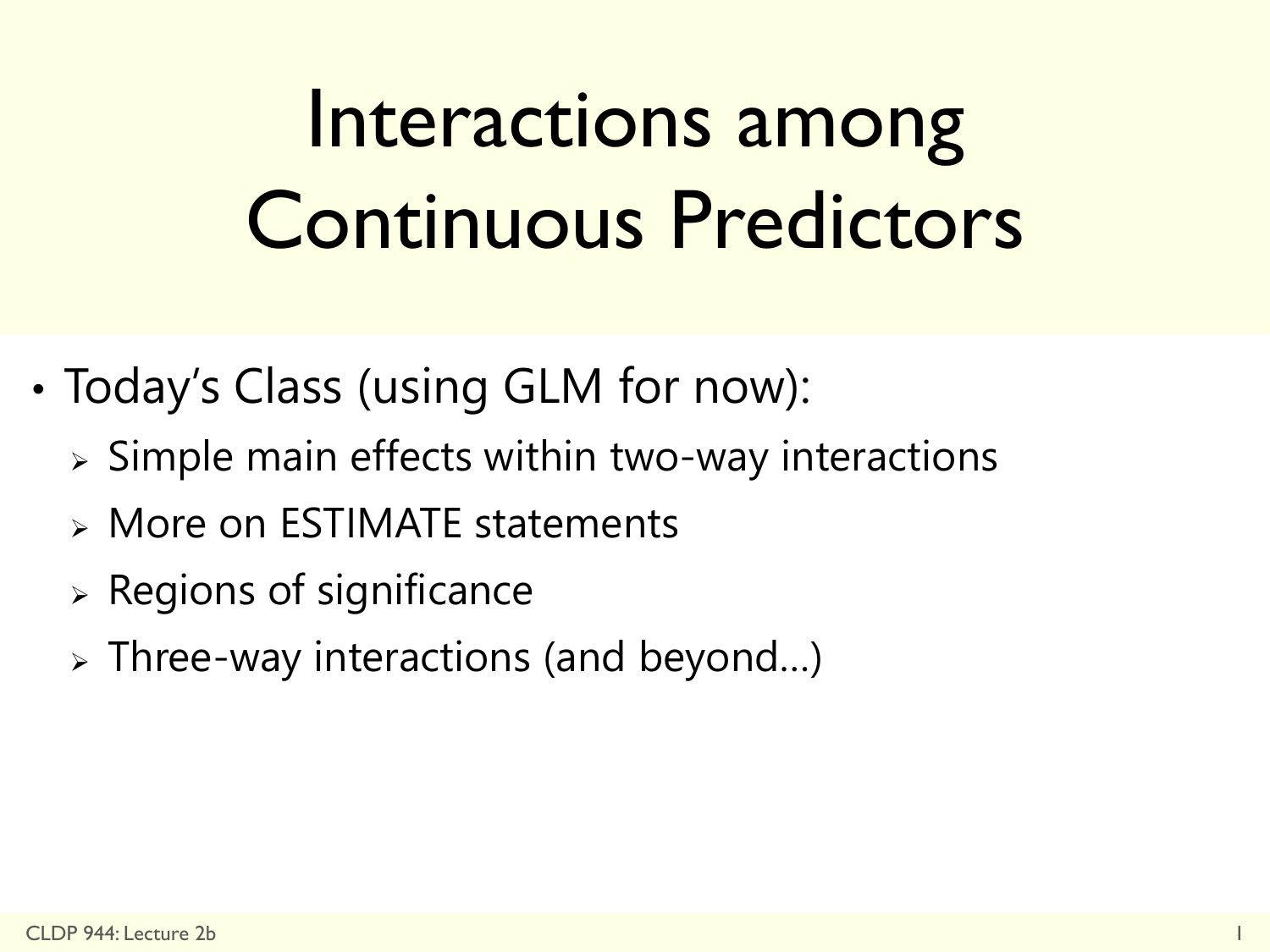# Interactions among Continuous Predictors

- Today's Class (using GLM for now):
  - Simple main effects within two-way interactions
  - More on ESTIMATE statements
  - Regions of significance
  - Three-way interactions (and beyond…)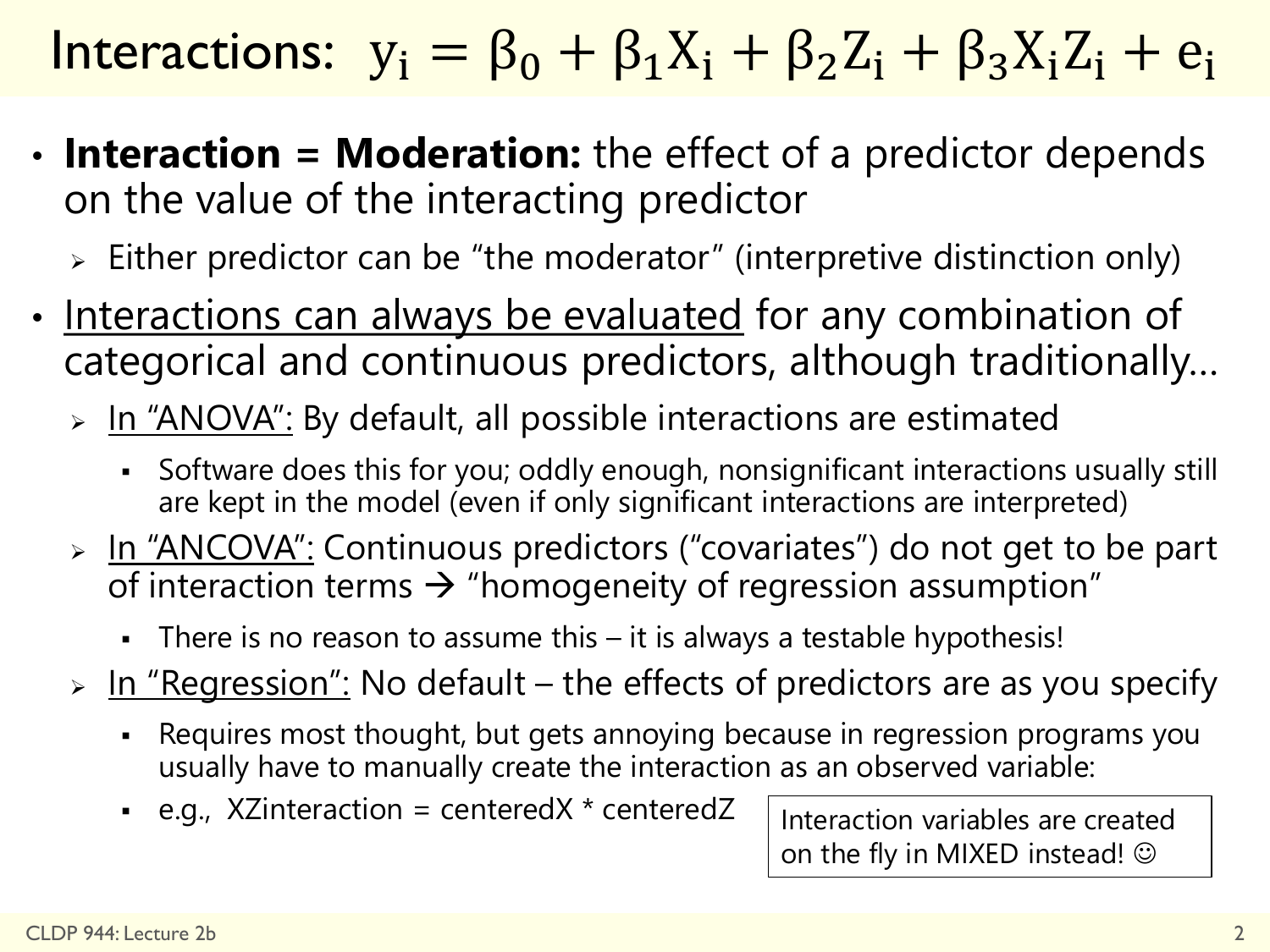# Interactions: $y_i = \beta_0 + \beta_1 X_i + \beta_2 Z_i + \beta_3 X_i Z_i + e_i$

- **Interaction = Moderation:** the effect of a predictor depends on the value of the interacting predictor
  - Either predictor can be "the moderator" (interpretive distinction only)
- Interactions can always be evaluated for any combination of categorical and continuous predictors, although traditionally…
  - In "ANOVA": By default, all possible interactions are estimated
    - Software does this for you; oddly enough, nonsignificant interactions usually still are kept in the model (even if only significant interactions are interpreted)
  - In "ANCOVA": Continuous predictors ("covariates") do not get to be part of interaction terms → "homogeneity of regression assumption"
    - There is no reason to assume this – it is always a testable hypothesis!
  - In "Regression": No default – the effects of predictors are as you specify
    - Requires most thought, but gets annoying because in regression programs you usually have to manually create the interaction as an observed variable:
    - e.g., XZinteraction = centeredX * centeredZ

Interaction variables are created on the fly in MIXED instead! ☺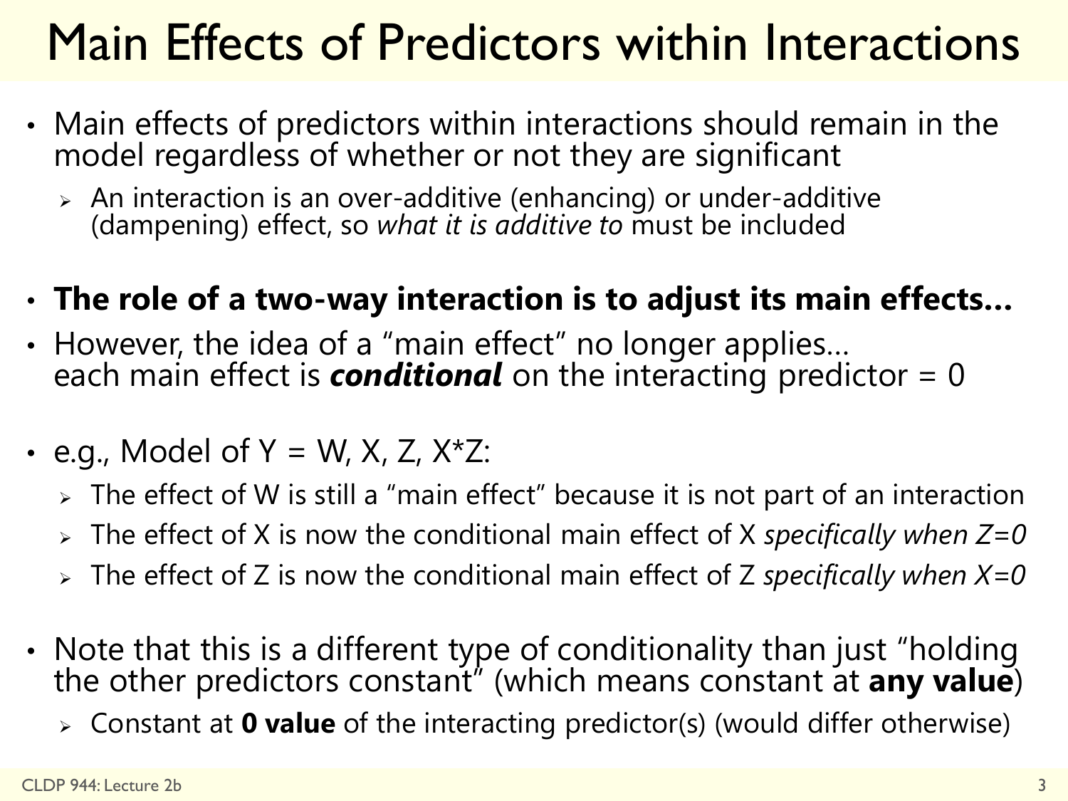# Main Effects of Predictors within Interactions

- Main effects of predictors within interactions should remain in the model regardless of whether or not they are significant
  - An interaction is an over-additive (enhancing) or under-additive (dampening) effect, so *what it is additive to* must be included
- **The role of a two-way interaction is to adjust its main effects…**
- However, the idea of a "main effect" no longer applies… each main effect is ***conditional*** on the interacting predictor = 0
- e.g., Model of Y = W, X, Z, X*Z:
  - The effect of W is still a "main effect" because it is not part of an interaction
  - The effect of X is now the conditional main effect of X *specifically when Z=0*
  - The effect of Z is now the conditional main effect of Z *specifically when X=0*
- Note that this is a different type of conditionality than just "holding the other predictors constant" (which means constant at **any value**)
  - Constant at **0 value** of the interacting predictor(s) (would differ otherwise)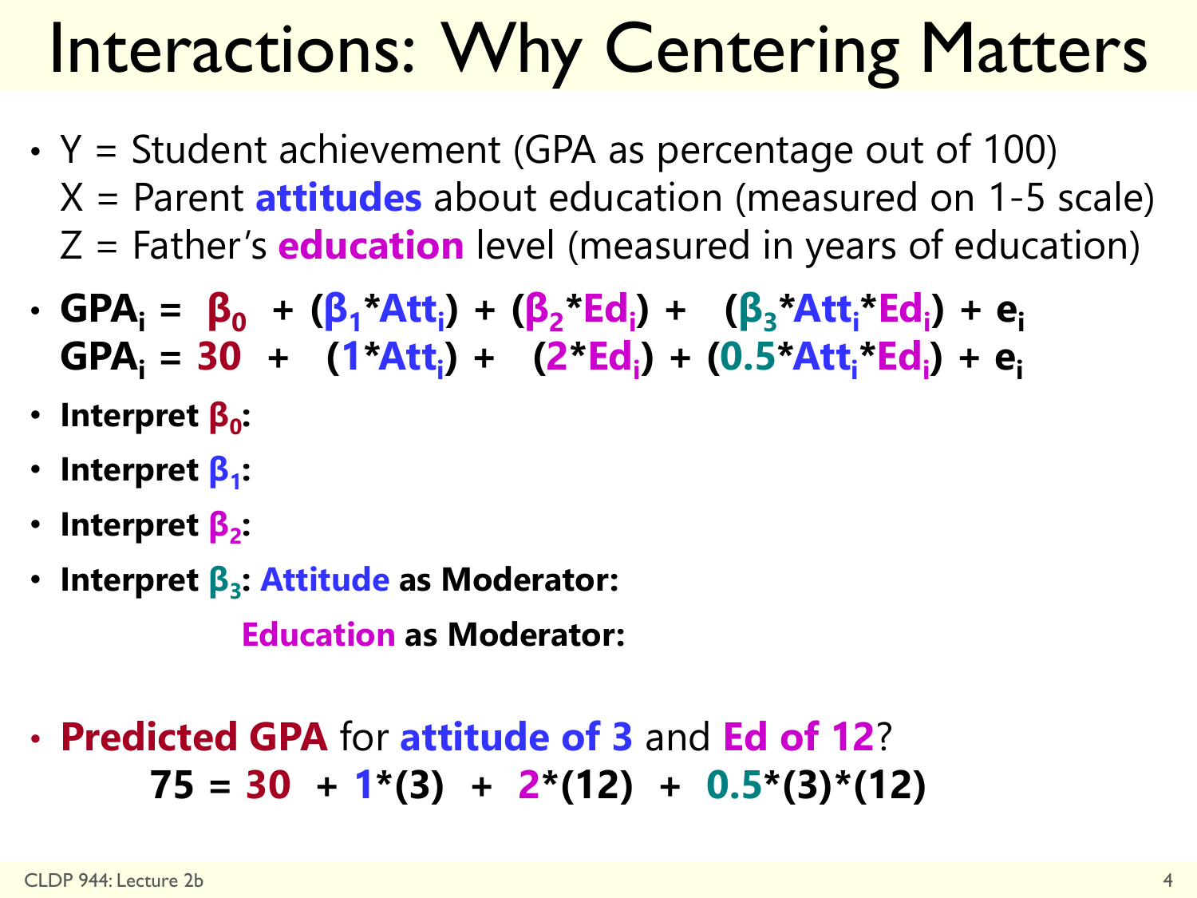# Interactions: Why Centering Matters

- Y = Student achievement (GPA as percentage out of 100)
  X = Parent **attitudes** about education (measured on 1-5 scale)
  Z = Father's **education** level (measured in years of education)
- $GPA_i = \beta_0 + (\beta_1 * Att_i) + (\beta_2 * Ed_i) + (\beta_3 * Att_i * Ed_i) + e_i$
  $GPA_i = 30 + (1 * Att_i) + (2 * Ed_i) + (0.5 * Att_i * Ed_i) + e_i$
- **Interpret $\beta_0$:**
- **Interpret $\beta_1$:**
- **Interpret $\beta_2$:**
- **Interpret $\beta_3$: Attitude as Moderator:**

  **Education as Moderator:**

- **Predicted GPA** for **attitude of 3** and **Ed of 12**?

  $$75 = 30 + 1*(3) + 2*(12) + 0.5*(3)*(12)$$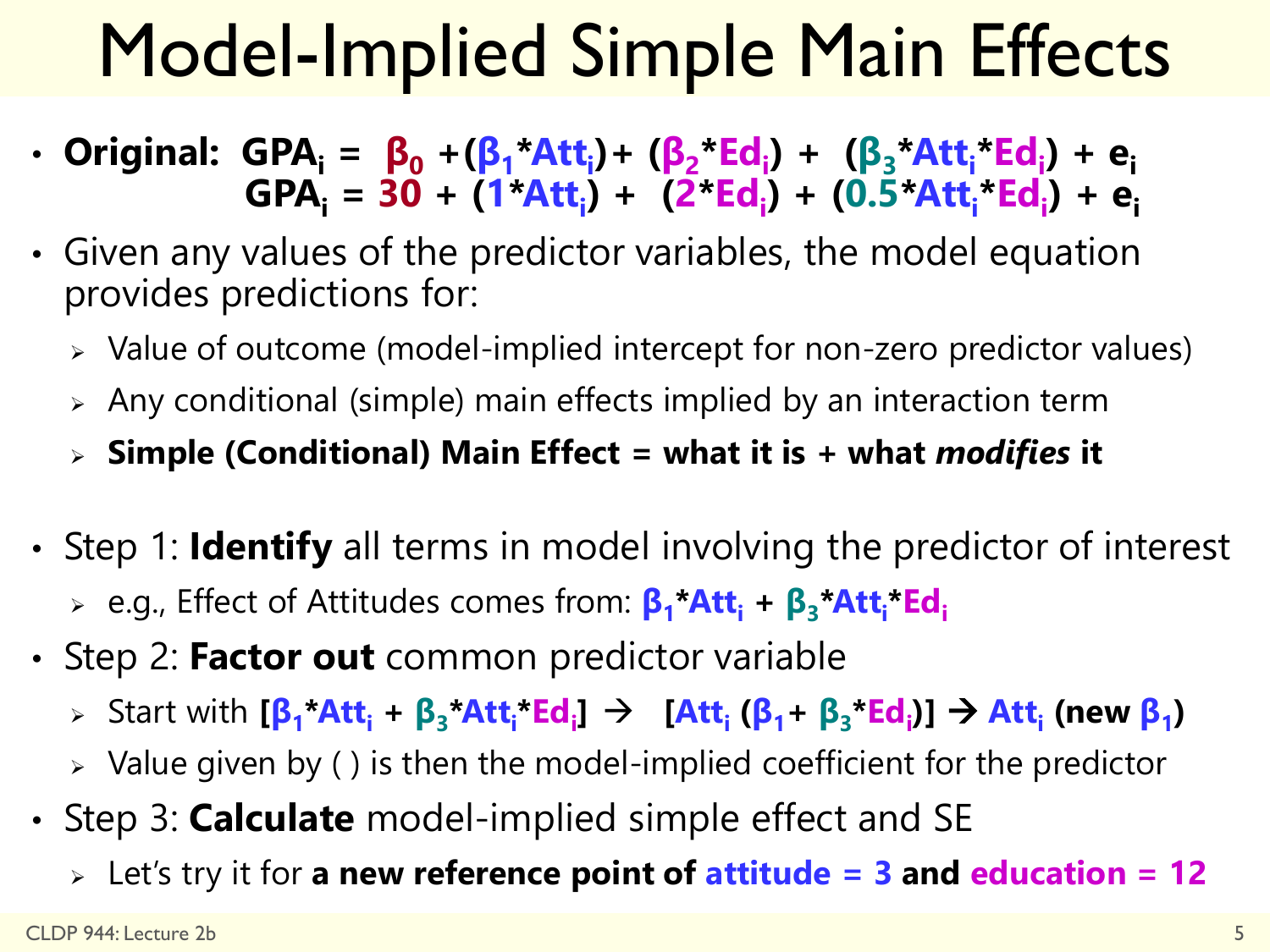# Model-Implied Simple Main Effects

- **Original:** $\mathbf{GPA_i = \beta_0 + (\beta_1 * Att_i) + (\beta_2 * Ed_i) + (\beta_3 * Att_i * Ed_i) + e_i}$
  $\mathbf{GPA_i = 30 + (1 * Att_i) + (2 * Ed_i) + (0.5 * Att_i * Ed_i) + e_i}$
- Given any values of the predictor variables, the model equation provides predictions for:
  - Value of outcome (model-implied intercept for non-zero predictor values)
  - Any conditional (simple) main effects implied by an interaction term
  - **Simple (Conditional) Main Effect = what it is + what *modifies* it**
- Step 1: **Identify** all terms in model involving the predictor of interest
  - e.g., Effect of Attitudes comes from: $\mathbf{\beta_1 * Att_i + \beta_3 * Att_i * Ed_i}$
- Step 2: **Factor out** common predictor variable
  - Start with $\mathbf{[\beta_1 * Att_i + \beta_3 * Att_i * Ed_i]} \rightarrow \mathbf{[Att_i (\beta_1 + \beta_3 * Ed_i)]} \rightarrow \mathbf{Att_i}$ **(new** $\mathbf{\beta_1}$**)**
  - Value given by ( ) is then the model-implied coefficient for the predictor
- Step 3: **Calculate** model-implied simple effect and SE
  - Let's try it for **a new reference point of attitude = 3 and education = 12**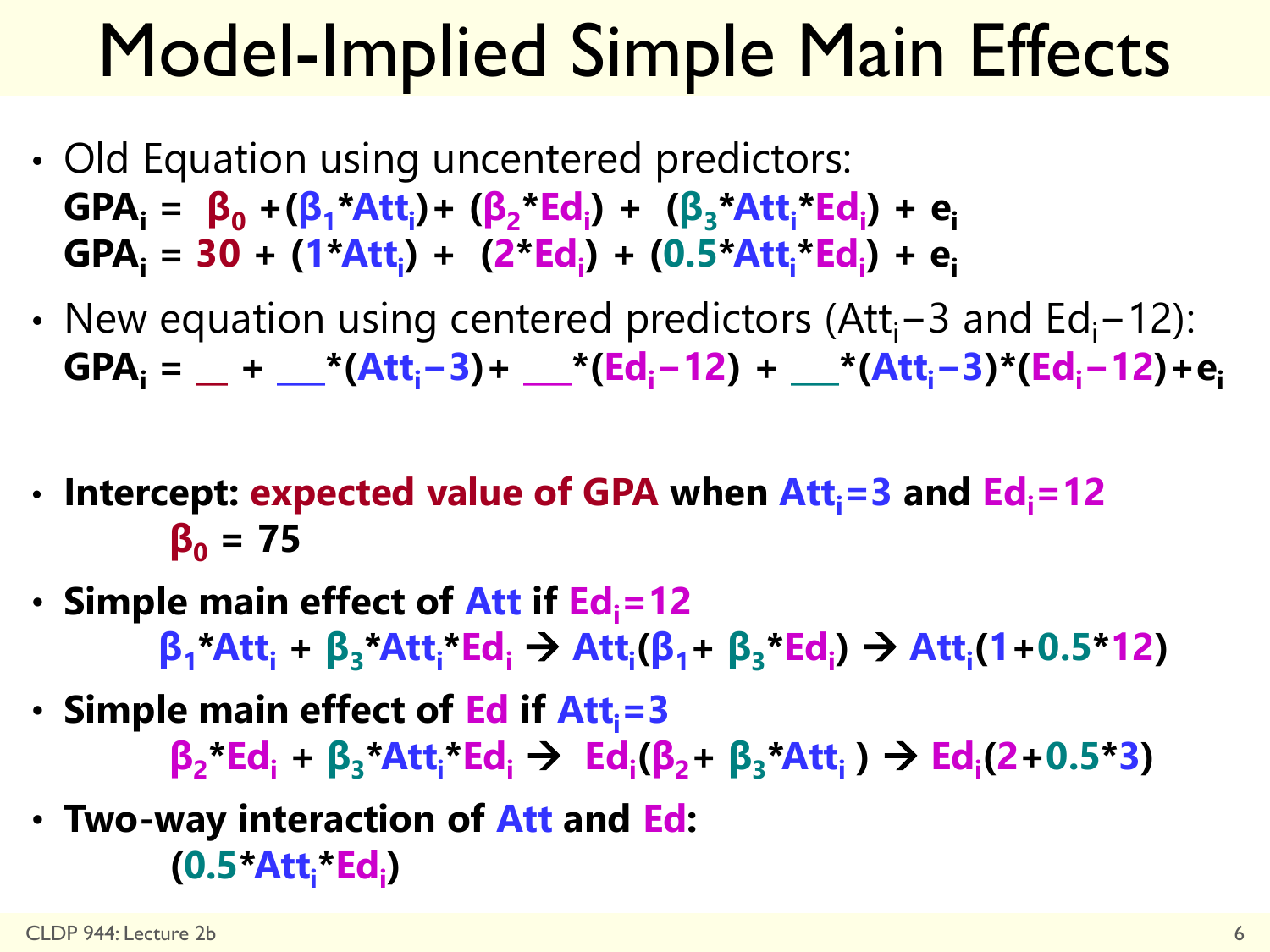# Model-Implied Simple Main Effects

- Old Equation using uncentered predictors:
  $\mathbf{GPA_i = \beta_0 + (\beta_1 * Att_i) + (\beta_2 * Ed_i) + (\beta_3 * Att_i * Ed_i) + e_i}$
  $\mathbf{GPA_i = 30 + (1 * Att_i) + (2 * Ed_i) + (0.5 * Att_i * Ed_i) + e_i}$

- New equation using centered predictors ($Att_i - 3$ and $Ed_i - 12$):
  $\mathbf{GPA_i = \_\_ + \_\_\_ * (Att_i - 3) + \_\_\_ * (Ed_i - 12) + \_\_\_ * (Att_i - 3) * (Ed_i - 12) + e_i}$

- **Intercept: expected value of GPA when $Att_i = 3$ and $Ed_i = 12$**
  $\mathbf{\beta_0 = 75}$

- **Simple main effect of Att if $Ed_i = 12$**
  $\mathbf{\beta_1 * Att_i + \beta_3 * Att_i * Ed_i \rightarrow Att_i(\beta_1 + \beta_3 * Ed_i) \rightarrow Att_i(1 + 0.5 * 12)}$

- **Simple main effect of Ed if $Att_i = 3$**
  $\mathbf{\beta_2 * Ed_i + \beta_3 * Att_i * Ed_i \rightarrow Ed_i(\beta_2 + \beta_3 * Att_i) \rightarrow Ed_i(2 + 0.5 * 3)}$

- **Two-way interaction of Att and Ed:**
  $\mathbf{(0.5 * Att_i * Ed_i)}$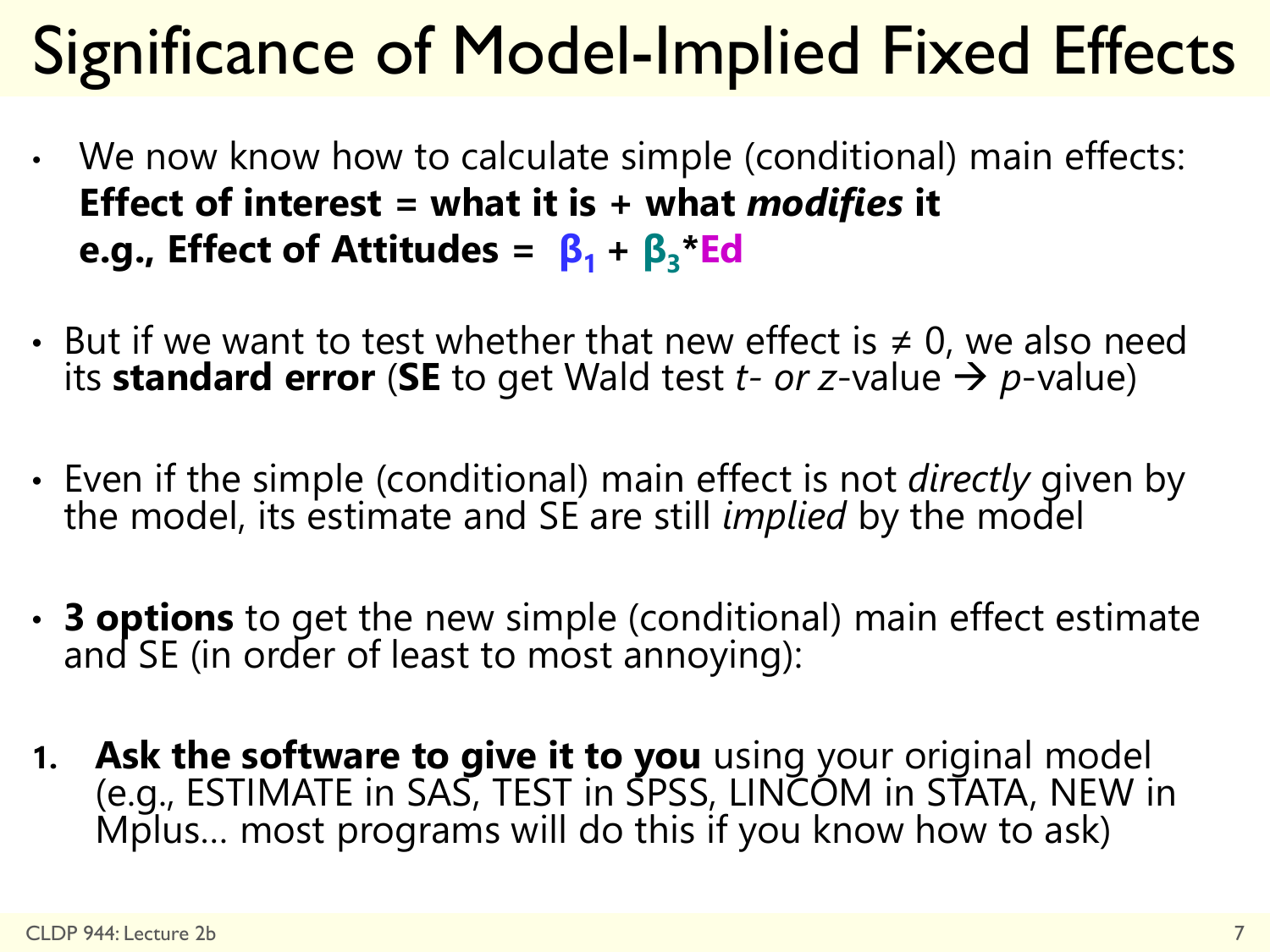# Significance of Model-Implied Fixed Effects

- We now know how to calculate simple (conditional) main effects:
  **Effect of interest = what it is + what *modifies* it**
  **e.g., Effect of Attitudes = $\beta_1$ + $\beta_3$*Ed**

- But if we want to test whether that new effect is ≠ 0, we also need its **standard error** (**SE** to get Wald test *t- or z*-value → *p*-value)

- Even if the simple (conditional) main effect is not *directly* given by the model, its estimate and SE are still *implied* by the model

- **3 options** to get the new simple (conditional) main effect estimate and SE (in order of least to most annoying):

1. **Ask the software to give it to you** using your original model (e.g., ESTIMATE in SAS, TEST in SPSS, LINCOM in STATA, NEW in Mplus… most programs will do this if you know how to ask)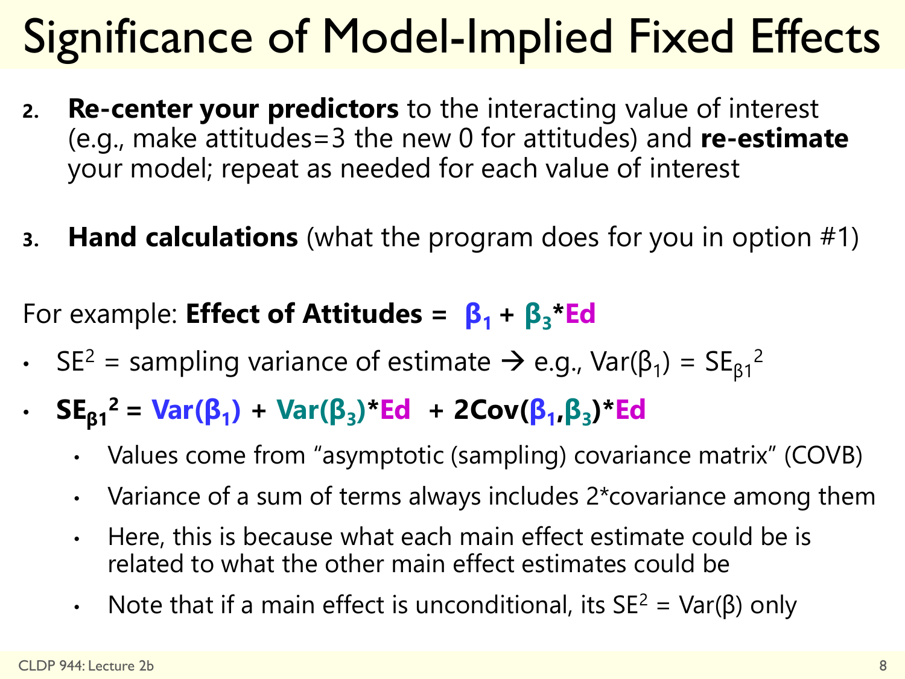# Significance of Model-Implied Fixed Effects

2. **Re-center your predictors** to the interacting value of interest (e.g., make attitudes=3 the new 0 for attitudes) and **re-estimate** your model; repeat as needed for each value of interest

3. **Hand calculations** (what the program does for you in option #1)

For example: **Effect of Attitudes =** $\beta_1 + \beta_3 * Ed$

- $SE^2$ = sampling variance of estimate → e.g., $Var(\beta_1) = SE_{\beta 1}^2$
- $SE_{\beta 1}^2 = Var(\beta_1) + Var(\beta_3) * Ed + 2Cov(\beta_1, \beta_3) * Ed$
    - Values come from "asymptotic (sampling) covariance matrix" (COVB)
    - Variance of a sum of terms always includes 2*covariance among them
    - Here, this is because what each main effect estimate could be is related to what the other main effect estimates could be
    - Note that if a main effect is unconditional, its $SE^2 = Var(\beta)$ only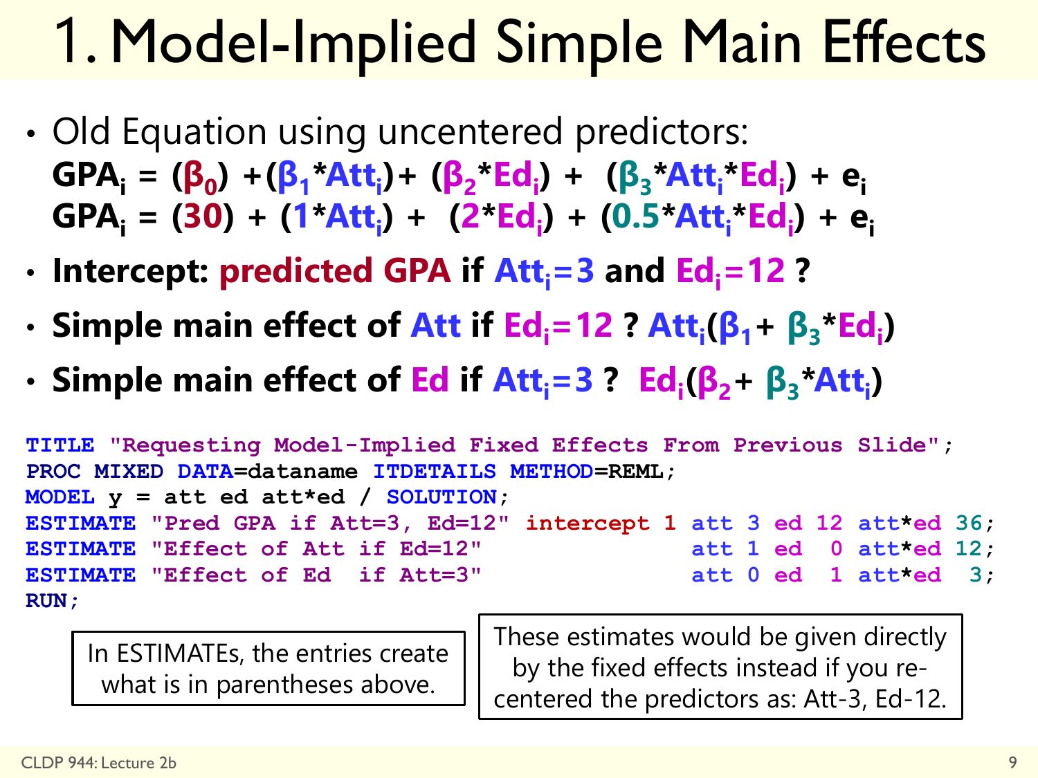# 1. Model-Implied Simple Main Effects

- Old Equation using uncentered predictors:
  $GPA_i = (\beta_0) + (\beta_1 * Att_i) + (\beta_2 * Ed_i) + (\beta_3 * Att_i * Ed_i) + e_i$
  $GPA_i = (30) + (1 * Att_i) + (2 * Ed_i) + (0.5 * Att_i * Ed_i) + e_i$
- **Intercept: predicted GPA if $Att_i = 3$ and $Ed_i = 12$ ?**
- **Simple main effect of Att if $Ed_i = 12$ ? $Att_i(\beta_1 + \beta_3 * Ed_i)$**
- **Simple main effect of Ed if $Att_i = 3$ ? $Ed_i(\beta_2 + \beta_3 * Att_i)$**

```
TITLE "Requesting Model-Implied Fixed Effects From Previous Slide";
PROC MIXED DATA=dataname ITDETAILS METHOD=REML;
MODEL y = att ed att*ed / SOLUTION;
ESTIMATE "Pred GPA if Att=3, Ed=12" intercept 1 att 3 ed 12 att*ed 36;
ESTIMATE "Effect of Att if Ed=12"               att 1 ed  0 att*ed 12;
ESTIMATE "Effect of Ed  if Att=3"               att 0 ed  1 att*ed  3;
RUN;
```

In ESTIMATEs, the entries create what is in parentheses above.

These estimates would be given directly by the fixed effects instead if you re-centered the predictors as: Att-3, Ed-12.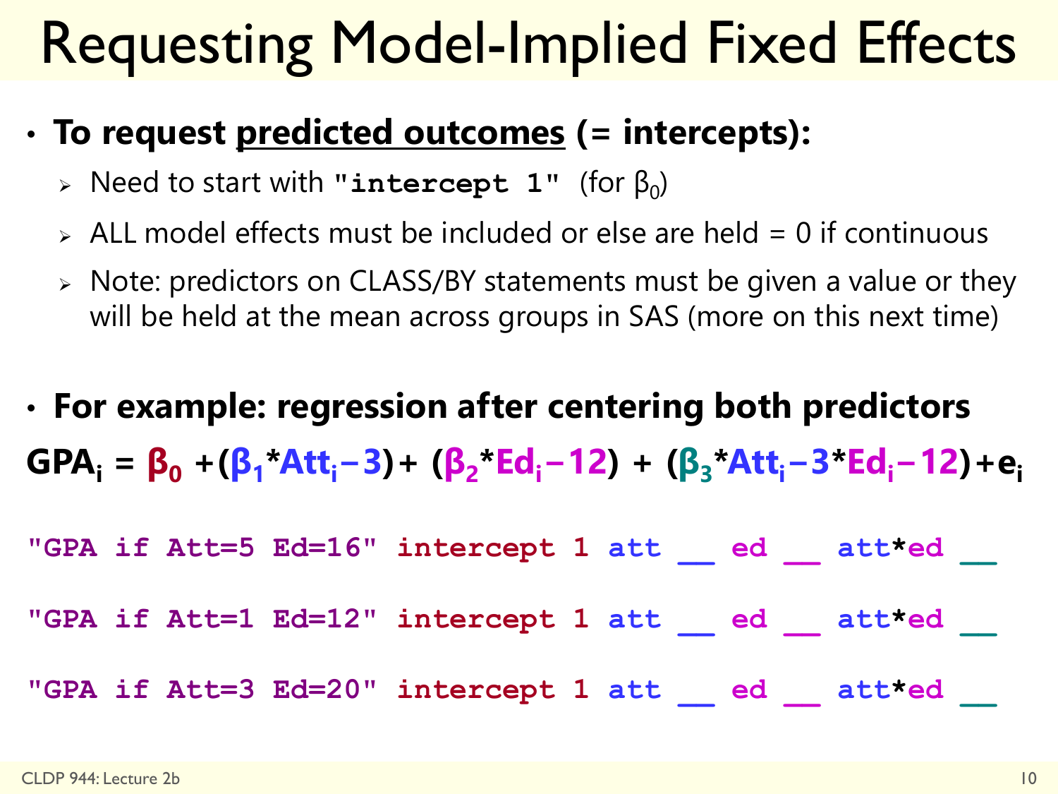# Requesting Model-Implied Fixed Effects

- **To request predicted outcomes (= intercepts):**
  - Need to start with `"intercept 1"` (for $\beta_0$)
  - ALL model effects must be included or else are held = 0 if continuous
  - Note: predictors on CLASS/BY statements must be given a value or they will be held at the mean across groups in SAS (more on this next time)

- **For example: regression after centering both predictors**

$$\textbf{GPA}_i = \beta_0 + (\beta_1 * Att_i - 3) + (\beta_2 * Ed_i - 12) + (\beta_3 * Att_i - 3 * Ed_i - 12) + e_i$$

```
"GPA if Att=5 Ed=16" intercept 1 att __ ed __ att*ed __

"GPA if Att=1 Ed=12" intercept 1 att __ ed __ att*ed __

"GPA if Att=3 Ed=20" intercept 1 att __ ed __ att*ed __
```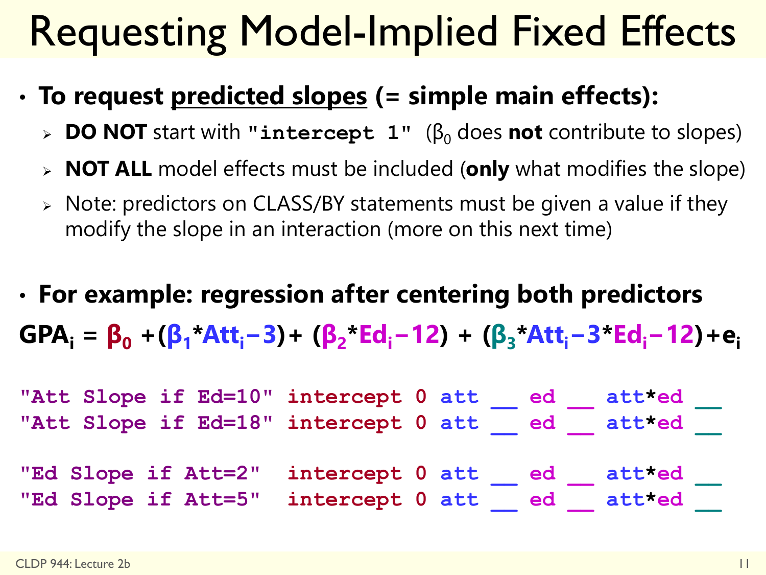# Requesting Model-Implied Fixed Effects

- **To request predicted slopes (= simple main effects):**
  - **DO NOT** start with `"intercept 1"` ($\beta_0$ does **not** contribute to slopes)
  - **NOT ALL** model effects must be included (**only** what modifies the slope)
  - Note: predictors on CLASS/BY statements must be given a value if they modify the slope in an interaction (more on this next time)

- **For example: regression after centering both predictors**

$$GPA_i = \beta_0 + (\beta_1 * Att_i - 3) + (\beta_2 * Ed_i - 12) + (\beta_3 * Att_i - 3 * Ed_i - 12) + e_i$$

```
"Att Slope if Ed=10" intercept 0 att __ ed __ att*ed __
"Att Slope if Ed=18" intercept 0 att __ ed __ att*ed __

"Ed Slope if Att=2"  intercept 0 att __ ed __ att*ed __
"Ed Slope if Att=5"  intercept 0 att __ ed __ att*ed __
```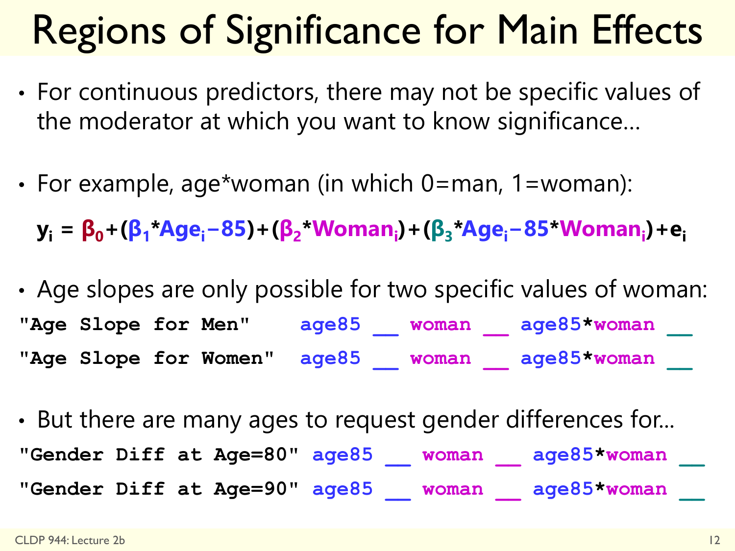# Regions of Significance for Main Effects

- For continuous predictors, there may not be specific values of the moderator at which you want to know significance…

- For example, age*woman (in which 0=man, 1=woman):

$$y_i = \beta_0 + (\beta_1 * Age_i - 85) + (\beta_2 * Woman_i) + (\beta_3 * Age_i - 85 * Woman_i) + e_i$$

- Age slopes are only possible for two specific values of woman:

```
"Age Slope for Men"     age85 __  woman __  age85*woman __
"Age Slope for Women"   age85 __  woman __  age85*woman __
```

- But there are many ages to request gender differences for…

```
"Gender Diff at Age=80" age85 __  woman __  age85*woman __
"Gender Diff at Age=90" age85 __  woman __  age85*woman __
```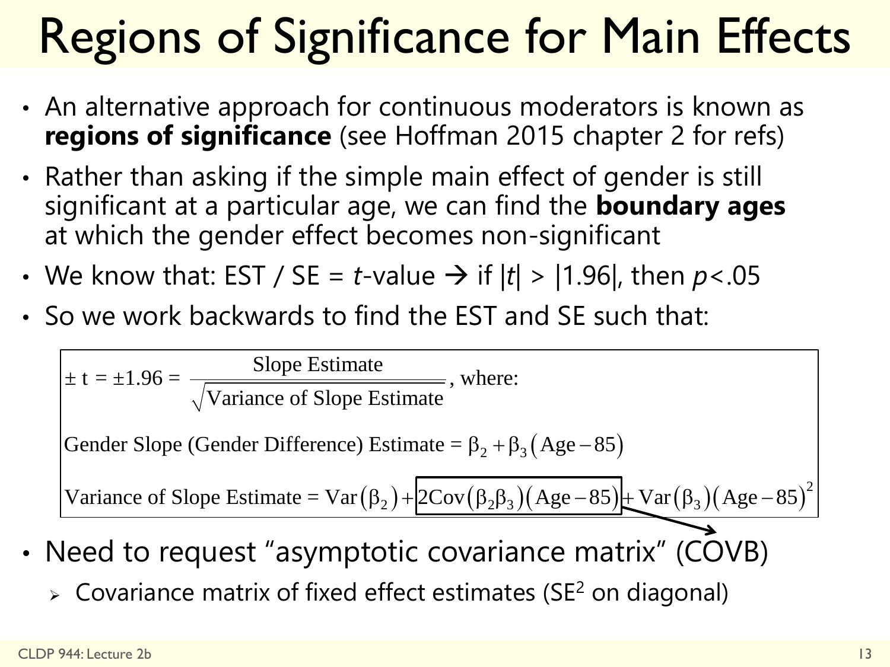# Regions of Significance for Main Effects

- An alternative approach for continuous moderators is known as **regions of significance** (see Hoffman 2015 chapter 2 for refs)
- Rather than asking if the simple main effect of gender is still significant at a particular age, we can find the **boundary ages** at which the gender effect becomes non-significant
- We know that: EST / SE = *t*-value → if |*t*| > |1.96|, then *p*<.05
- So we work backwards to find the EST and SE such that:

$$\pm \text{t} = \pm 1.96 = \frac{\text{Slope Estimate}}{\sqrt{\text{Variance of Slope Estimate}}}, \text{ where:}$$

$$\text{Gender Slope (Gender Difference) Estimate} = \beta_2 + \beta_3\left(\text{Age} - 85\right)$$

$$\text{Variance of Slope Estimate} = \text{Var}\left(\beta_2\right) + 2\text{Cov}\left(\beta_2\beta_3\right)\left(\text{Age} - 85\right) + \text{Var}\left(\beta_3\right)\left(\text{Age} - 85\right)^2$$

- Need to request "asymptotic covariance matrix" (COVB)
  - Covariance matrix of fixed effect estimates ($\text{SE}^2$ on diagonal)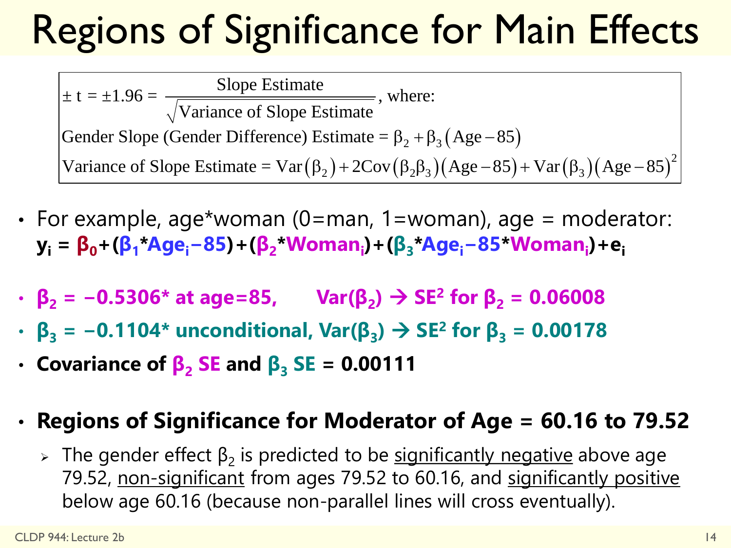# Regions of Significance for Main Effects

$$\pm \text{t} = \pm 1.96 = \frac{\text{Slope Estimate}}{\sqrt{\text{Variance of Slope Estimate}}}, \text{ where:}$$

$$\text{Gender Slope (Gender Difference) Estimate} = \beta_2 + \beta_3 (\text{Age} - 85)$$

$$\text{Variance of Slope Estimate} = \text{Var}(\beta_2) + 2\text{Cov}(\beta_2 \beta_3)(\text{Age} - 85) + \text{Var}(\beta_3)(\text{Age} - 85)^2$$

- For example, age*woman (0=man, 1=woman), age = moderator:
  **$y_i = \beta_0 + (\beta_1 * Age_i - 85) + (\beta_2 * Woman_i) + (\beta_3 * Age_i - 85 * Woman_i) + e_i$**

- **$\beta_2 = -0.5306$* at age=85, $\quad$ $Var(\beta_2)$ → $SE^2$ for $\beta_2$ = 0.06008**
- **$\beta_3 = -0.1104$* unconditional, $Var(\beta_3)$ → $SE^2$ for $\beta_3$ = 0.00178**
- **Covariance of $\beta_2$ SE and $\beta_3$ SE = 0.00111**

- **Regions of Significance for Moderator of Age = 60.16 to 79.52**
  - The gender effect $\beta_2$ is predicted to be significantly negative above age 79.52, non-significant from ages 79.52 to 60.16, and significantly positive below age 60.16 (because non-parallel lines will cross eventually).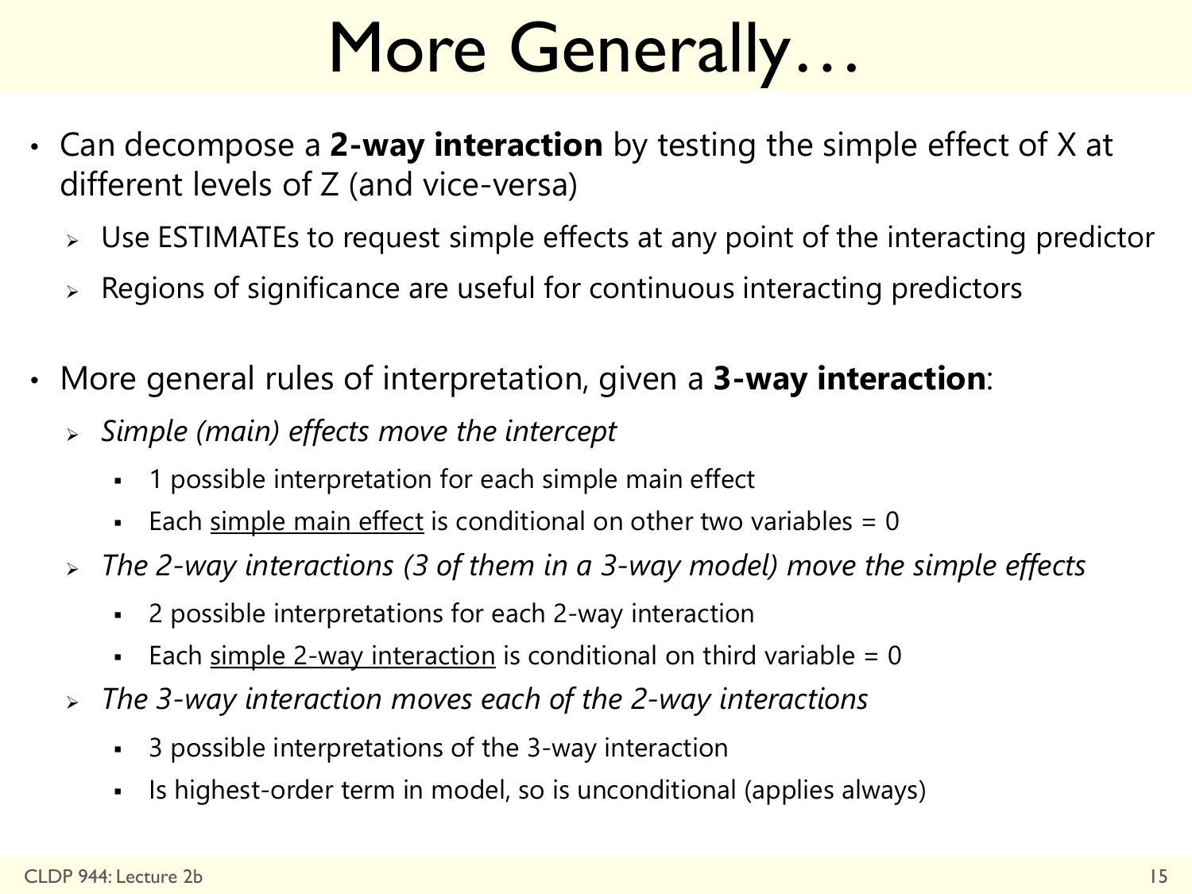# More Generally…

- Can decompose a **2-way interaction** by testing the simple effect of X at different levels of Z (and vice-versa)
  - Use ESTIMATEs to request simple effects at any point of the interacting predictor
  - Regions of significance are useful for continuous interacting predictors

- More general rules of interpretation, given a **3-way interaction**:
  - *Simple (main) effects move the intercept*
    - 1 possible interpretation for each simple main effect
    - Each <u>simple main effect</u> is conditional on other two variables = 0
  - *The 2-way interactions (3 of them in a 3-way model) move the simple effects*
    - 2 possible interpretations for each 2-way interaction
    - Each <u>simple 2-way interaction</u> is conditional on third variable = 0
  - *The 3-way interaction moves each of the 2-way interactions*
    - 3 possible interpretations of the 3-way interaction
    - Is highest-order term in model, so is unconditional (applies always)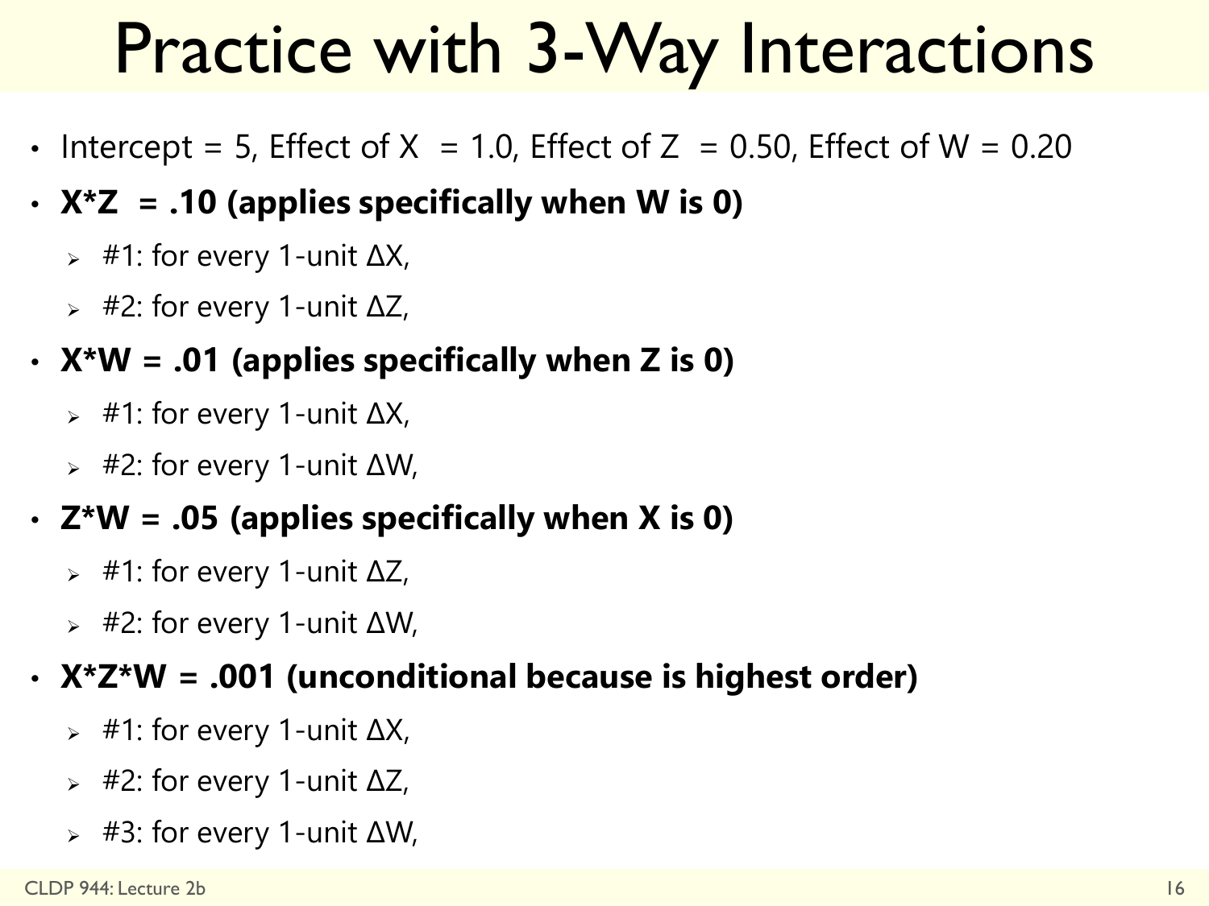# Practice with 3-Way Interactions

- Intercept = 5, Effect of X = 1.0, Effect of Z = 0.50, Effect of W = 0.20
- **X*Z = .10 (applies specifically when W is 0)**
  - #1: for every 1-unit ΔX,
  - #2: for every 1-unit ΔZ,
- **X*W = .01 (applies specifically when Z is 0)**
  - #1: for every 1-unit ΔX,
  - #2: for every 1-unit ΔW,
- **Z*W = .05 (applies specifically when X is 0)**
  - #1: for every 1-unit ΔZ,
  - #2: for every 1-unit ΔW,
- **X*Z*W = .001 (unconditional because is highest order)**
  - #1: for every 1-unit ΔX,
  - #2: for every 1-unit ΔZ,
  - #3: for every 1-unit ΔW,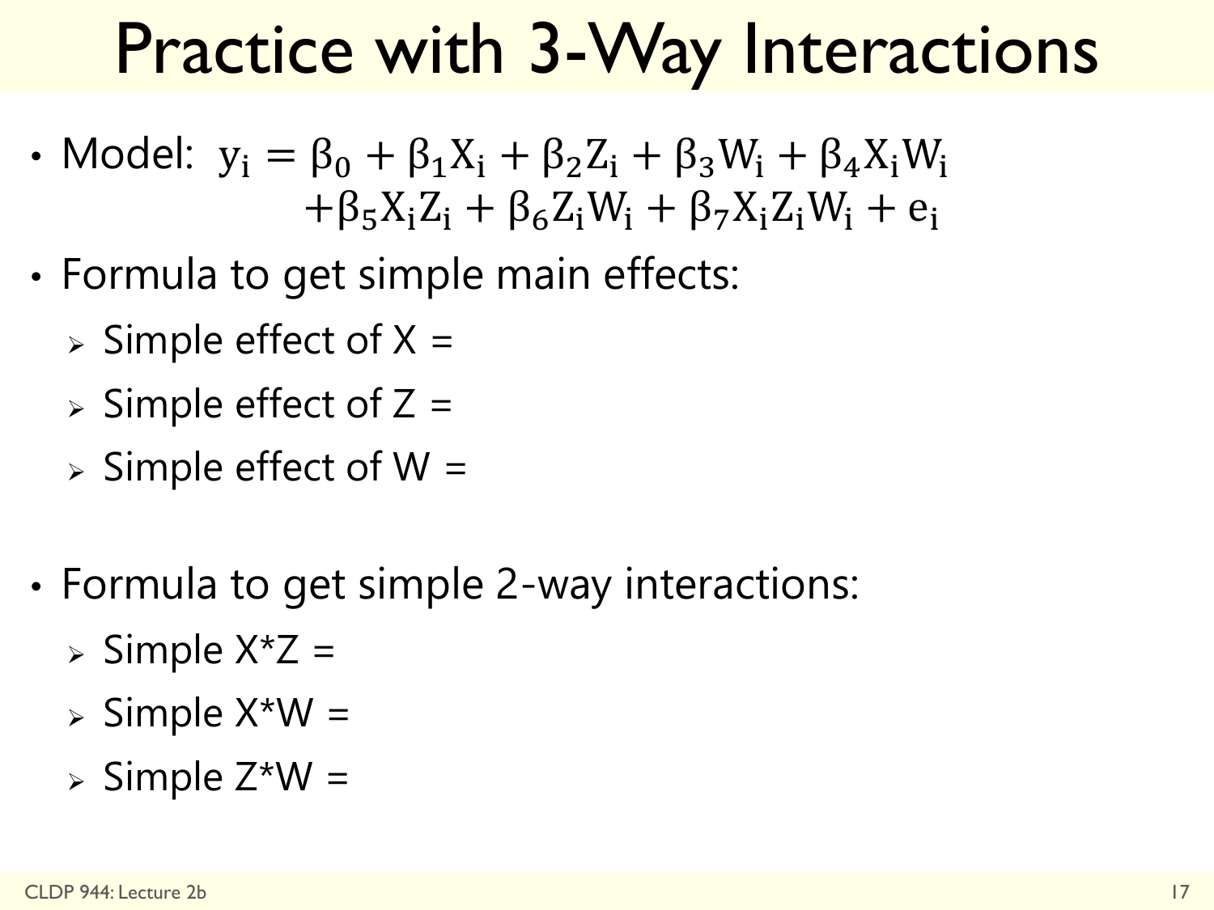# Practice with 3-Way Interactions

- Model: $y_i = \beta_0 + \beta_1 X_i + \beta_2 Z_i + \beta_3 W_i + \beta_4 X_i W_i$
  $+ \beta_5 X_i Z_i + \beta_6 Z_i W_i + \beta_7 X_i Z_i W_i + e_i$

- Formula to get simple main effects:
  - Simple effect of X =
  - Simple effect of Z =
  - Simple effect of W =

- Formula to get simple 2-way interactions:
  - Simple X*Z =
  - Simple X*W =
  - Simple Z*W =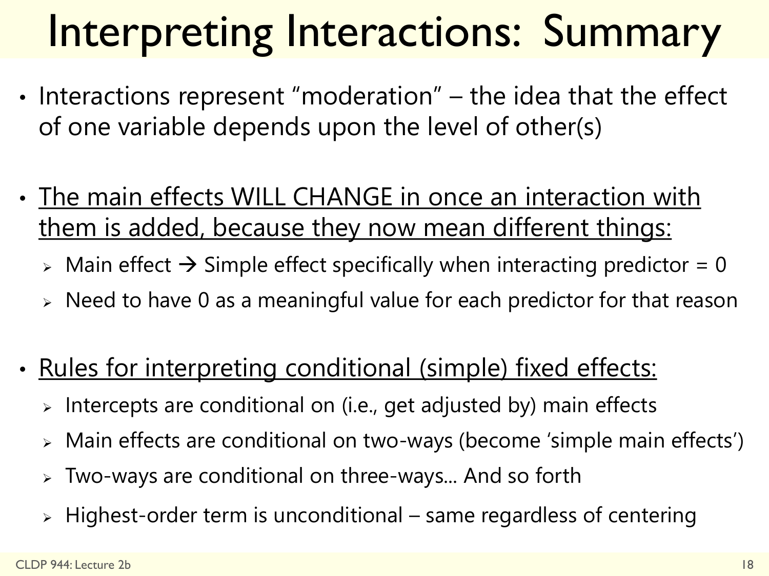# Interpreting Interactions: Summary

- Interactions represent "moderation" – the idea that the effect of one variable depends upon the level of other(s)

- <u>The main effects WILL CHANGE in once an interaction with them is added, because they now mean different things:</u>
  - Main effect → Simple effect specifically when interacting predictor = 0
  - Need to have 0 as a meaningful value for each predictor for that reason

- <u>Rules for interpreting conditional (simple) fixed effects:</u>
  - Intercepts are conditional on (i.e., get adjusted by) main effects
  - Main effects are conditional on two-ways (become 'simple main effects')
  - Two-ways are conditional on three-ways... And so forth
  - Highest-order term is unconditional – same regardless of centering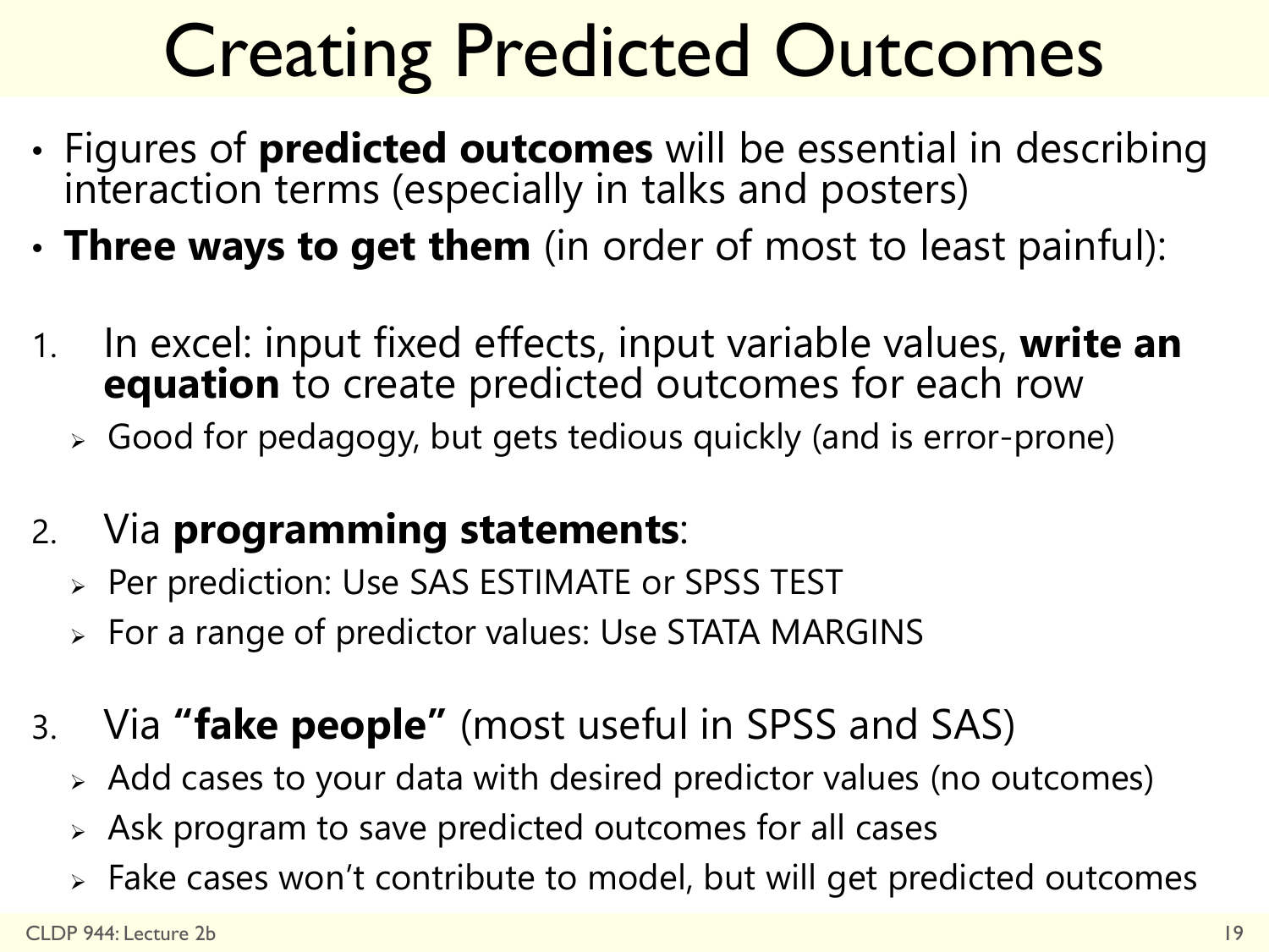# Creating Predicted Outcomes

- Figures of **predicted outcomes** will be essential in describing interaction terms (especially in talks and posters)
- **Three ways to get them** (in order of most to least painful):

1. In excel: input fixed effects, input variable values, **write an equation** to create predicted outcomes for each row
   - Good for pedagogy, but gets tedious quickly (and is error-prone)

2. Via **programming statements**:
   - Per prediction: Use SAS ESTIMATE or SPSS TEST
   - For a range of predictor values: Use STATA MARGINS

3. Via **"fake people"** (most useful in SPSS and SAS)
   - Add cases to your data with desired predictor values (no outcomes)
   - Ask program to save predicted outcomes for all cases
   - Fake cases won't contribute to model, but will get predicted outcomes